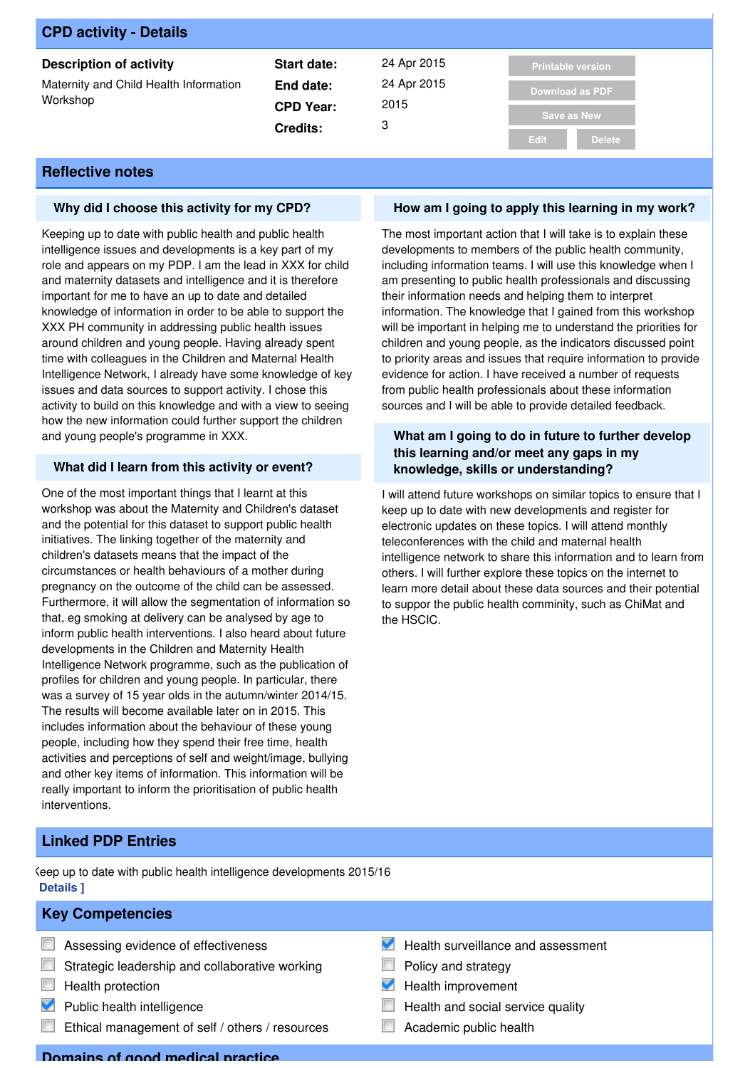## CPD activity - Details

**Description of activity**

Maternity and Child Health Information Workshop

| | |
|---|---|
| **Start date:** | 24 Apr 2015 |
| **End date:** | 24 Apr 2015 |
| **CPD Year:** | 2015 |
| **Credits:** | 3 |

Printable version | Download as PDF | Save as New | Edit | Delete

## Reflective notes

### Why did I choose this activity for my CPD?

Keeping up to date with public health and public health intelligence issues and developments is a key part of my role and appears on my PDP. I am the lead in XXX for child and maternity datasets and intelligence and it is therefore important for me to have an up to date and detailed knowledge of information in order to be able to support the XXX PH community in addressing public health issues around children and young people. Having already spent time with colleagues in the Children and Maternal Health Intelligence Network, I already have some knowledge of key issues and data sources to support activity. I chose this activity to build on this knowledge and with a view to seeing how the new information could further support the children and young people's programme in XXX.

### What did I learn from this activity or event?

One of the most important things that I learnt at this workshop was about the Maternity and Children's dataset and the potential for this dataset to support public health initiatives. The linking together of the maternity and children's datasets means that the impact of the circumstances or health behaviours of a mother during pregnancy on the outcome of the child can be assessed. Furthermore, it will allow the segmentation of information so that, eg smoking at delivery can be analysed by age to inform public health interventions. I also heard about future developments in the Children and Maternity Health Intelligence Network programme, such as the publication of profiles for children and young people. In particular, there was a survey of 15 year olds in the autumn/winter 2014/15. The results will become available later on in 2015. This includes information about the behaviour of these young people, including how they spend their free time, health activities and perceptions of self and weight/image, bullying and other key items of information. This information will be really important to inform the prioritisation of public health interventions.

### How am I going to apply this learning in my work?

The most important action that I will take is to explain these developments to members of the public health community, including information teams. I will use this knowledge when I am presenting to public health professionals and discussing their information needs and helping them to interpret information. The knowledge that I gained from this workshop will be important in helping me to understand the priorities for children and young people, as the indicators discussed point to priority areas and issues that require information to provide evidence for action. I have received a number of requests from public health professionals about these information sources and I will be able to provide detailed feedback.

### What am I going to do in future to further develop this learning and/or meet any gaps in my knowledge, skills or understanding?

I will attend future workshops on similar topics to ensure that I keep up to date with new developments and register for electronic updates on these topics. I will attend monthly teleconferences with the child and maternal health intelligence network to share this information and to learn from others. I will further explore these topics on the internet to learn more detail about these data sources and their potential to suppor the public health comminity, such as ChiMat and the HSCIC.

## Linked PDP Entries

Keep up to date with public health intelligence developments 2015/16
**Details ]**

## Key Competencies

- [ ] Assessing evidence of effectiveness
- [ ] Strategic leadership and collaborative working
- [ ] Health protection
- [x] Public health intelligence
- [ ] Ethical management of self / others / resources
- [x] Health surveillance and assessment
- [ ] Policy and strategy
- [x] Health improvement
- [ ] Health and social service quality
- [ ] Academic public health

## Domains of good medical practice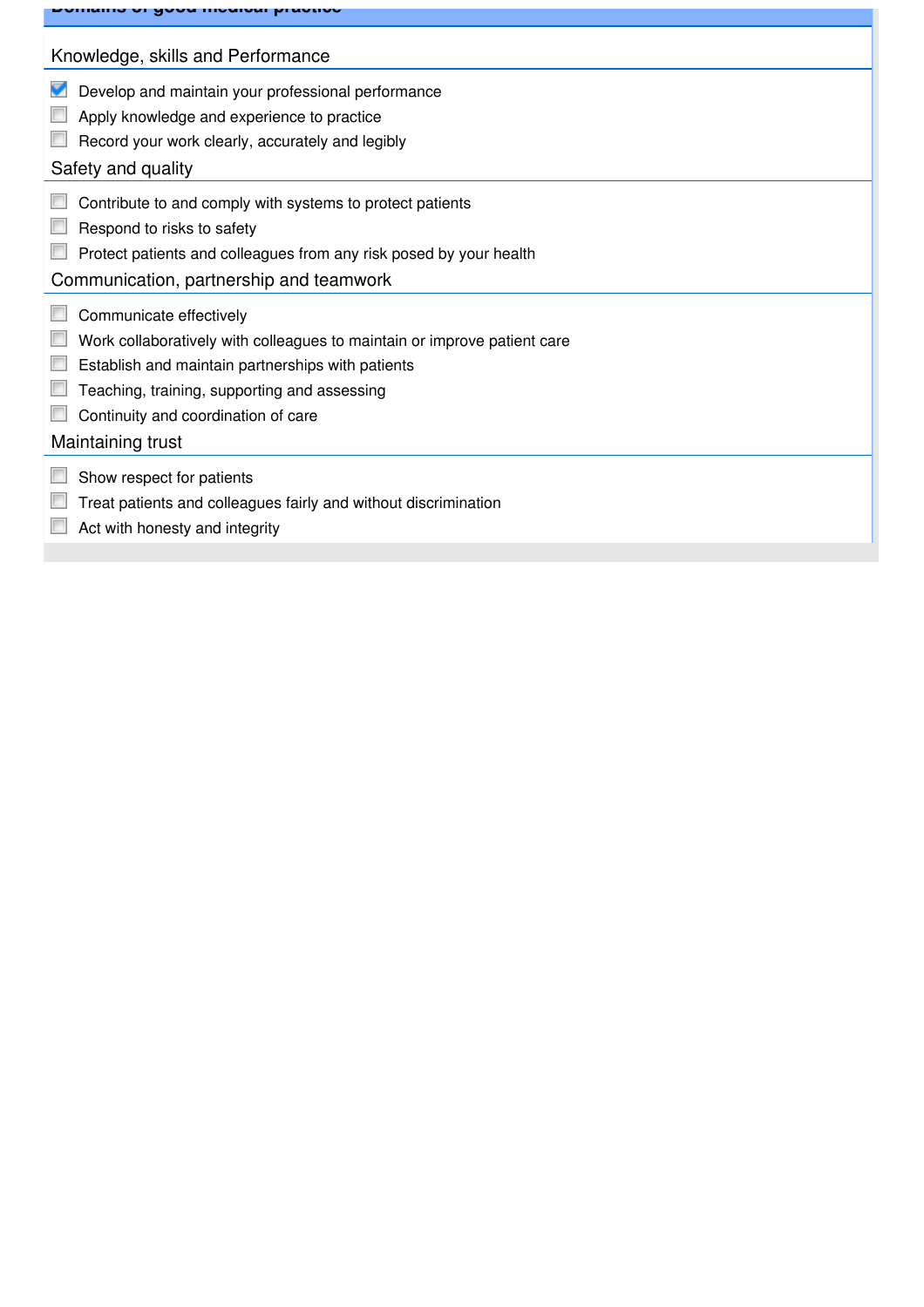## Domains of good medical practice

### Knowledge, skills and Performance

- [x] Develop and maintain your professional performance
- [ ] Apply knowledge and experience to practice
- [ ] Record your work clearly, accurately and legibly

### Safety and quality

- [ ] Contribute to and comply with systems to protect patients
- [ ] Respond to risks to safety
- [ ] Protect patients and colleagues from any risk posed by your health

### Communication, partnership and teamwork

- [ ] Communicate effectively
- [ ] Work collaboratively with colleagues to maintain or improve patient care
- [ ] Establish and maintain partnerships with patients
- [ ] Teaching, training, supporting and assessing
- [ ] Continuity and coordination of care

### Maintaining trust

- [ ] Show respect for patients
- [ ] Treat patients and colleagues fairly and without discrimination
- [ ] Act with honesty and integrity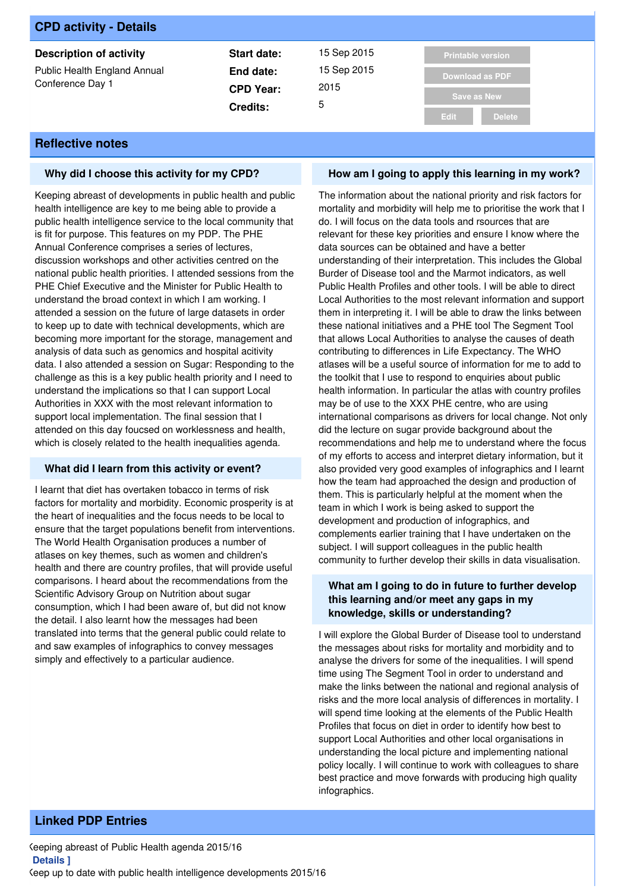## CPD activity - Details

**Description of activity**

Public Health England Annual Conference Day 1

| | |
|---|---|
| **Start date:** | 15 Sep 2015 |
| **End date:** | 15 Sep 2015 |
| **CPD Year:** | 2015 |
| **Credits:** | 5 |

Printable version

Download as PDF

Save as New

Edit Delete

## Reflective notes

### Why did I choose this activity for my CPD?

Keeping abreast of developments in public health and public health intelligence are key to me being able to provide a public health intelligence service to the local community that is fit for purpose. This features on my PDP. The PHE Annual Conference comprises a series of lectures, discussion workshops and other activities centred on the national public health priorities. I attended sessions from the PHE Chief Executive and the Minister for Public Health to understand the broad context in which I am working. I attended a session on the future of large datasets in order to keep up to date with technical developments, which are becoming more important for the storage, management and analysis of data such as genomics and hospital acitivity data. I also attended a session on Sugar: Responding to the challenge as this is a key public health priority and I need to understand the implications so that I can support Local Authorities in XXX with the most relevant information to support local implementation. The final session that I attended on this day foucsed on worklessness and health, which is closely related to the health inequalities agenda.

### What did I learn from this activity or event?

I learnt that diet has overtaken tobacco in terms of risk factors for mortality and morbidity. Economic prosperity is at the heart of inequalities and the focus needs to be local to ensure that the target populations benefit from interventions. The World Health Organisation produces a number of atlases on key themes, such as women and children's health and there are country profiles, that will provide useful comparisons. I heard about the recommendations from the Scientific Advisory Group on Nutrition about sugar consumption, which I had been aware of, but did not know the detail. I also learnt how the messages had been translated into terms that the general public could relate to and saw examples of infographics to convey messages simply and effectively to a particular audience.

### How am I going to apply this learning in my work?

The information about the national priority and risk factors for mortality and morbidity will help me to prioritise the work that I do. I will focus on the data tools and rsources that are relevant for these key priorities and ensure I know where the data sources can be obtained and have a better understanding of their interpretation. This includes the Global Burder of Disease tool and the Marmot indicators, as well Public Health Profiles and other tools. I will be able to direct Local Authorities to the most relevant information and support them in interpreting it. I will be able to draw the links between these national initiatives and a PHE tool The Segment Tool that allows Local Authorities to analyse the causes of death contributing to differences in Life Expectancy. The WHO atlases will be a useful source of information for me to add to the toolkit that I use to respond to enquiries about public health information. In particular the atlas with country profiles may be of use to the XXX PHE centre, who are using international comparisons as drivers for local change. Not only did the lecture on sugar provide background about the recommendations and help me to understand where the focus of my efforts to access and interpret dietary information, but it also provided very good examples of infographics and I learnt how the team had approached the design and production of them. This is particularly helpful at the moment when the team in which I work is being asked to support the development and production of infographics, and complements earlier training that I have undertaken on the subject. I will support colleagues in the public health community to further develop their skills in data visualisation.

### What am I going to do in future to further develop this learning and/or meet any gaps in my knowledge, skills or understanding?

I will explore the Global Burder of Disease tool to understand the messages about risks for mortality and morbidity and to analyse the drivers for some of the inequalities. I will spend time using The Segment Tool in order to understand and make the links between the national and regional analysis of risks and the more local analysis of differences in mortality. I will spend time looking at the elements of the Public Health Profiles that focus on diet in order to identify how best to support Local Authorities and other local organisations in understanding the local picture and implementing national policy locally. I will continue to work with colleagues to share best practice and move forwards with producing high quality infographics.

## Linked PDP Entries

Keeping abreast of Public Health agenda 2015/16
**Details ]**
Keep up to date with public health intelligence developments 2015/16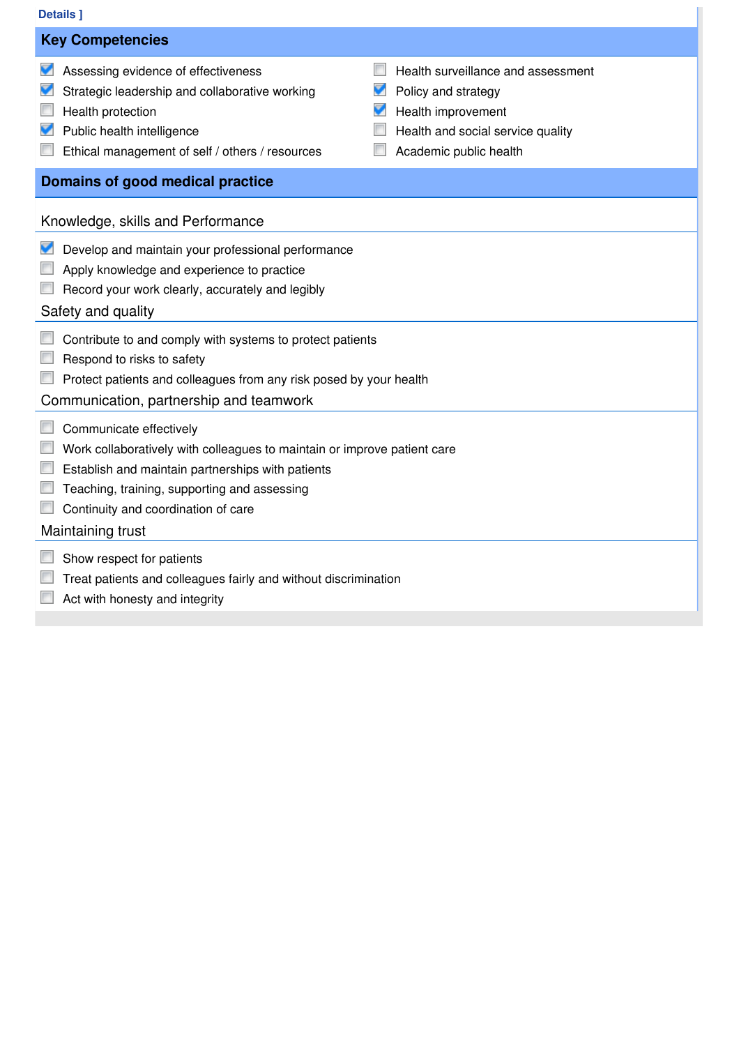Details ]

## Key Competencies

- [x] Assessing evidence of effectiveness
- [x] Strategic leadership and collaborative working
- [ ] Health protection
- [x] Public health intelligence
- [ ] Ethical management of self / others / resources
- [ ] Health surveillance and assessment
- [x] Policy and strategy
- [x] Health improvement
- [ ] Health and social service quality
- [ ] Academic public health

## Domains of good medical practice

### Knowledge, skills and Performance

- [x] Develop and maintain your professional performance
- [ ] Apply knowledge and experience to practice
- [ ] Record your work clearly, accurately and legibly

### Safety and quality

- [ ] Contribute to and comply with systems to protect patients
- [ ] Respond to risks to safety
- [ ] Protect patients and colleagues from any risk posed by your health

### Communication, partnership and teamwork

- [ ] Communicate effectively
- [ ] Work collaboratively with colleagues to maintain or improve patient care
- [ ] Establish and maintain partnerships with patients
- [ ] Teaching, training, supporting and assessing
- [ ] Continuity and coordination of care

### Maintaining trust

- [ ] Show respect for patients
- [ ] Treat patients and colleagues fairly and without discrimination
- [ ] Act with honesty and integrity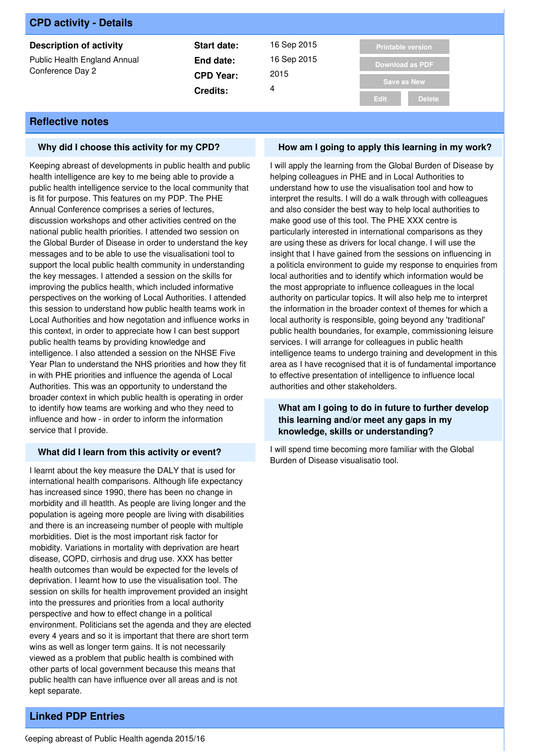## CPD activity - Details

**Description of activity**

Public Health England Annual Conference Day 2

| | |
|---|---|
| **Start date:** | 16 Sep 2015 |
| **End date:** | 16 Sep 2015 |
| **CPD Year:** | 2015 |
| **Credits:** | 4 |

Printable version | Download as PDF | Save as New | Edit | Delete

## Reflective notes

### Why did I choose this activity for my CPD?

Keeping abreast of developments in public health and public health intelligence are key to me being able to provide a public health intelligence service to the local community that is fit for purpose. This features on my PDP. The PHE Annual Conference comprises a series of lectures, discussion workshops and other activities centred on the national public health priorities. I attended two session on the Global Burder of Disease in order to understand the key messages and to be able to use the visualisationi tool to support the local public health community in understanding the key messages. I attended a session on the skills for improving the publics health, which included informative perspectives on the working of Local Authorities. I attended this session to understand how public health teams work in Local Authorities and how negotation and influence works in this context, in order to appreciate how I can best support public health teams by providing knowledge and intelligence. I also attended a session on the NHSE Five Year Plan to understand the NHS priorities and how they fit in with PHE priorities and influence the agenda of Local Authorities. This was an opportunity to understand the broader context in which public health is operating in order to identify how teams are working and who they need to influence and how - in order to inform the information service that I provide.

### What did I learn from this activity or event?

I learnt about the key measure the DALY that is used for international health comparisons. Although life expectancy has increased since 1990, there has been no change in morbidity and ill heatlth. As people are living longer and the population is ageing more people are living with disabilities and there is an increaseing number of people with multiple morbidities. Diet is the most important risk factor for mobidity. Variations in mortality with deprivation are heart disease, COPD, cirrhosis and drug use. XXX has better health outcomes than would be expected for the levels of deprivation. I learnt how to use the visualisation tool. The session on skills for health improvement provided an insight into the pressures and priorities from a local authority perspective and how to effect change in a political environment. Politicians set the agenda and they are elected every 4 years and so it is important that there are short term wins as well as longer term gains. It is not necessarily viewed as a problem that public health is combined with other parts of local government because this means that public health can have influence over all areas and is not kept separate.

### How am I going to apply this learning in my work?

I will apply the learning from the Global Burden of Disease by helping colleagues in PHE and in Local Authorities to understand how to use the visualisation tool and how to interpret the results. I will do a walk through with colleagues and also consider the best way to help local authorities to make good use of this tool. The PHE XXX centre is particularly interested in international comparisons as they are using these as drivers for local change. I will use the insight that I have gained from the sessions on influencing in a politicla environment to guide my response to enquiries from local authorities and to identify which information would be the most appropriate to influence colleagues in the local authority on particular topics. It will also help me to interpret the information in the broader context of themes for which a local authority is responsible, going beyond any 'traditional' public health boundaries, for example, commissioning leisure services. I will arrange for colleagues in public health intelligence teams to undergo training and development in this area as I have recognised that it is of fundamental importance to effective presentation of intelligence to influence local authorities and other stakeholders.

### What am I going to do in future to further develop this learning and/or meet any gaps in my knowledge, skills or understanding?

I will spend time becoming more familiar with the Global Burden of Disease visualisatio tool.

## Linked PDP Entries

Keeping abreast of Public Health agenda 2015/16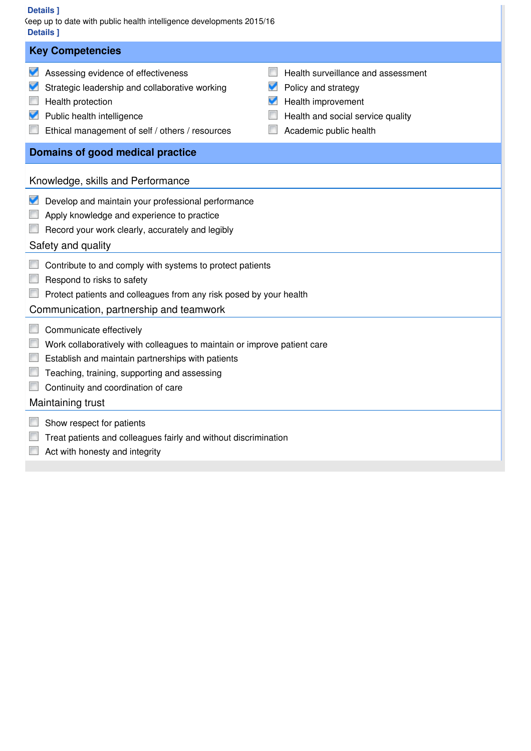Details ]

Keep up to date with public health intelligence developments 2015/16

Details ]

## Key Competencies

- [x] Assessing evidence of effectiveness
- [x] Strategic leadership and collaborative working
- [ ] Health protection
- [x] Public health intelligence
- [ ] Ethical management of self / others / resources
- [ ] Health surveillance and assessment
- [x] Policy and strategy
- [x] Health improvement
- [ ] Health and social service quality
- [ ] Academic public health

## Domains of good medical practice

### Knowledge, skills and Performance

- [x] Develop and maintain your professional performance
- [ ] Apply knowledge and experience to practice
- [ ] Record your work clearly, accurately and legibly

### Safety and quality

- [ ] Contribute to and comply with systems to protect patients
- [ ] Respond to risks to safety
- [ ] Protect patients and colleagues from any risk posed by your health

### Communication, partnership and teamwork

- [ ] Communicate effectively
- [ ] Work collaboratively with colleagues to maintain or improve patient care
- [ ] Establish and maintain partnerships with patients
- [ ] Teaching, training, supporting and assessing
- [ ] Continuity and coordination of care

### Maintaining trust

- [ ] Show respect for patients
- [ ] Treat patients and colleagues fairly and without discrimination
- [ ] Act with honesty and integrity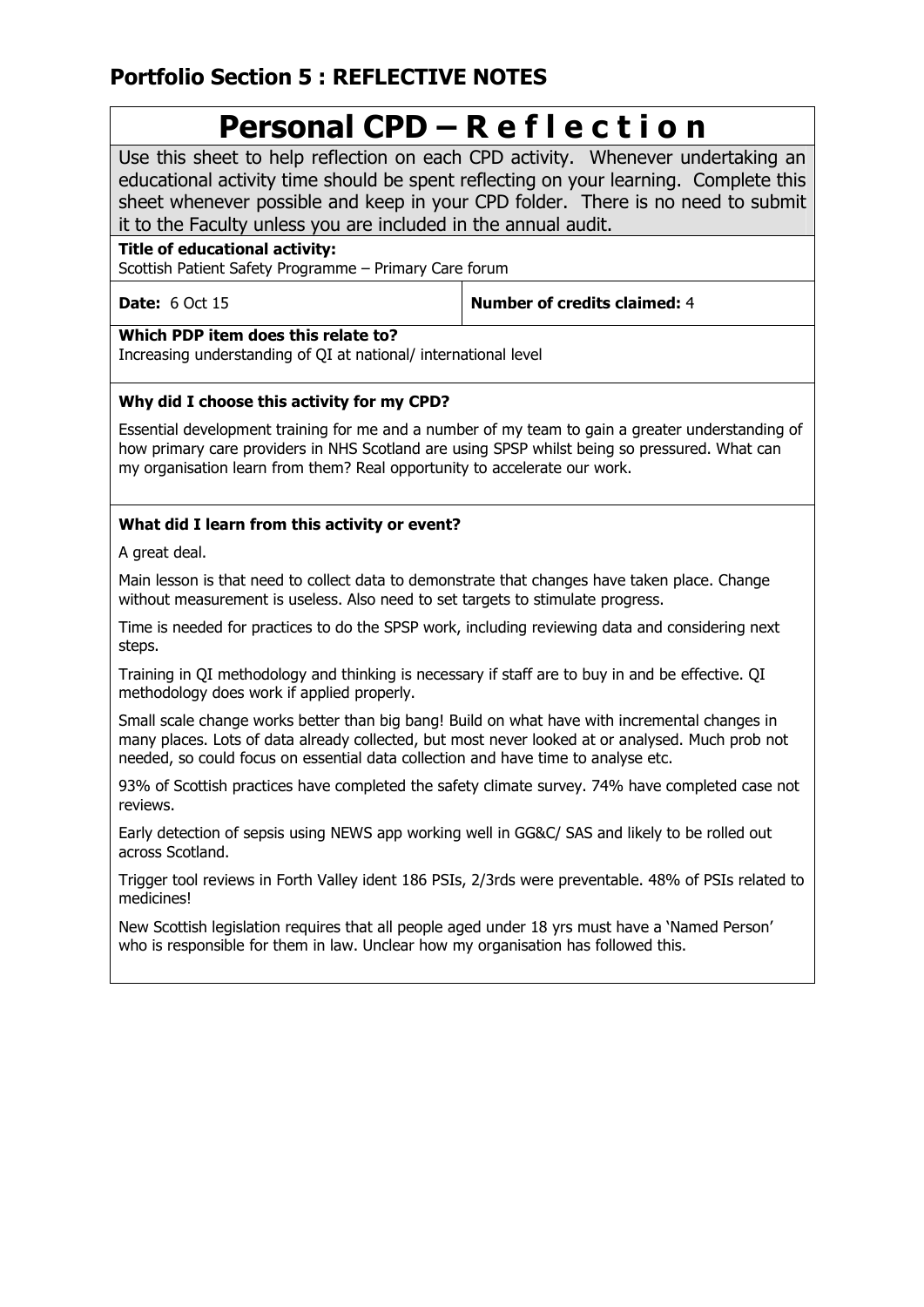## Portfolio Section 5 : REFLECTIVE NOTES

# Personal CPD – R e f l e c t i o n

Use this sheet to help reflection on each CPD activity. Whenever undertaking an educational activity time should be spent reflecting on your learning. Complete this sheet whenever possible and keep in your CPD folder. There is no need to submit it to the Faculty unless you are included in the annual audit.

**Title of educational activity:**
Scottish Patient Safety Programme – Primary Care forum

| **Date:** 6 Oct 15 | **Number of credits claimed:** 4 |
|---|---|

**Which PDP item does this relate to?**
Increasing understanding of QI at national/ international level

**Why did I choose this activity for my CPD?**

Essential development training for me and a number of my team to gain a greater understanding of how primary care providers in NHS Scotland are using SPSP whilst being so pressured. What can my organisation learn from them? Real opportunity to accelerate our work.

**What did I learn from this activity or event?**

A great deal.

Main lesson is that need to collect data to demonstrate that changes have taken place. Change without measurement is useless. Also need to set targets to stimulate progress.

Time is needed for practices to do the SPSP work, including reviewing data and considering next steps.

Training in QI methodology and thinking is necessary if staff are to buy in and be effective. QI methodology does work if applied properly.

Small scale change works better than big bang! Build on what have with incremental changes in many places. Lots of data already collected, but most never looked at or analysed. Much prob not needed, so could focus on essential data collection and have time to analyse etc.

93% of Scottish practices have completed the safety climate survey. 74% have completed case not reviews.

Early detection of sepsis using NEWS app working well in GG&C/ SAS and likely to be rolled out across Scotland.

Trigger tool reviews in Forth Valley ident 186 PSIs, 2/3rds were preventable. 48% of PSIs related to medicines!

New Scottish legislation requires that all people aged under 18 yrs must have a 'Named Person' who is responsible for them in law. Unclear how my organisation has followed this.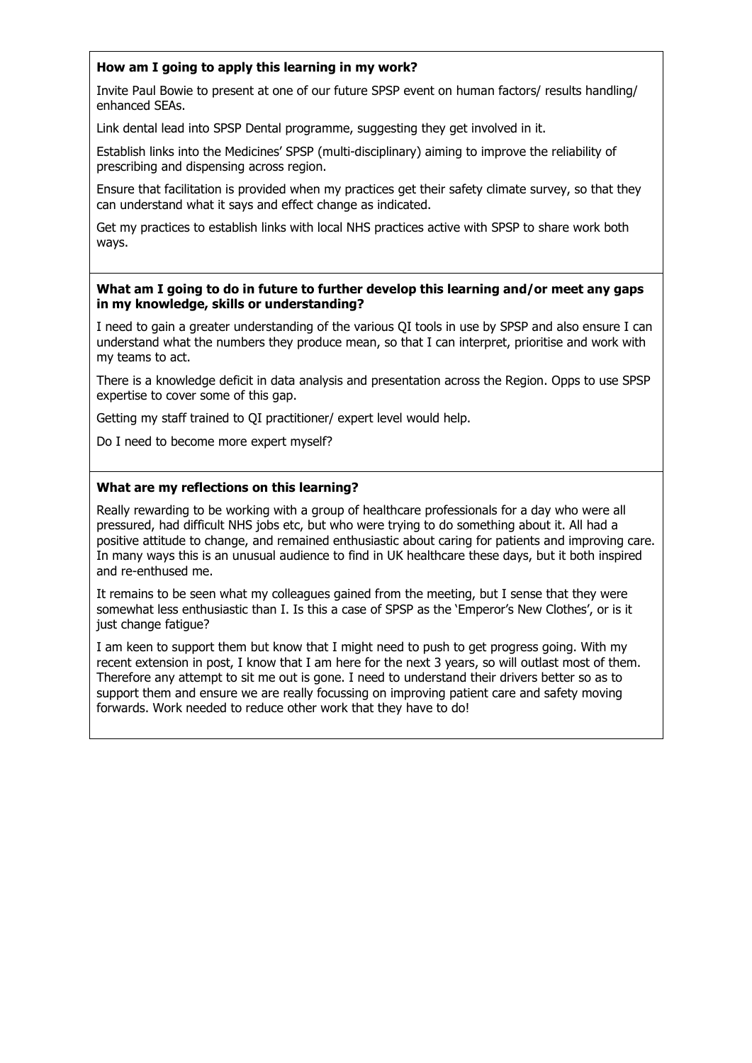**How am I going to apply this learning in my work?**

Invite Paul Bowie to present at one of our future SPSP event on human factors/ results handling/ enhanced SEAs.

Link dental lead into SPSP Dental programme, suggesting they get involved in it.

Establish links into the Medicines' SPSP (multi-disciplinary) aiming to improve the reliability of prescribing and dispensing across region.

Ensure that facilitation is provided when my practices get their safety climate survey, so that they can understand what it says and effect change as indicated.

Get my practices to establish links with local NHS practices active with SPSP to share work both ways.

**What am I going to do in future to further develop this learning and/or meet any gaps in my knowledge, skills or understanding?**

I need to gain a greater understanding of the various QI tools in use by SPSP and also ensure I can understand what the numbers they produce mean, so that I can interpret, prioritise and work with my teams to act.

There is a knowledge deficit in data analysis and presentation across the Region. Opps to use SPSP expertise to cover some of this gap.

Getting my staff trained to QI practitioner/ expert level would help.

Do I need to become more expert myself?

**What are my reflections on this learning?**

Really rewarding to be working with a group of healthcare professionals for a day who were all pressured, had difficult NHS jobs etc, but who were trying to do something about it. All had a positive attitude to change, and remained enthusiastic about caring for patients and improving care. In many ways this is an unusual audience to find in UK healthcare these days, but it both inspired and re-enthused me.

It remains to be seen what my colleagues gained from the meeting, but I sense that they were somewhat less enthusiastic than I. Is this a case of SPSP as the 'Emperor's New Clothes', or is it just change fatigue?

I am keen to support them but know that I might need to push to get progress going. With my recent extension in post, I know that I am here for the next 3 years, so will outlast most of them. Therefore any attempt to sit me out is gone. I need to understand their drivers better so as to support them and ensure we are really focussing on improving patient care and safety moving forwards. Work needed to reduce other work that they have to do!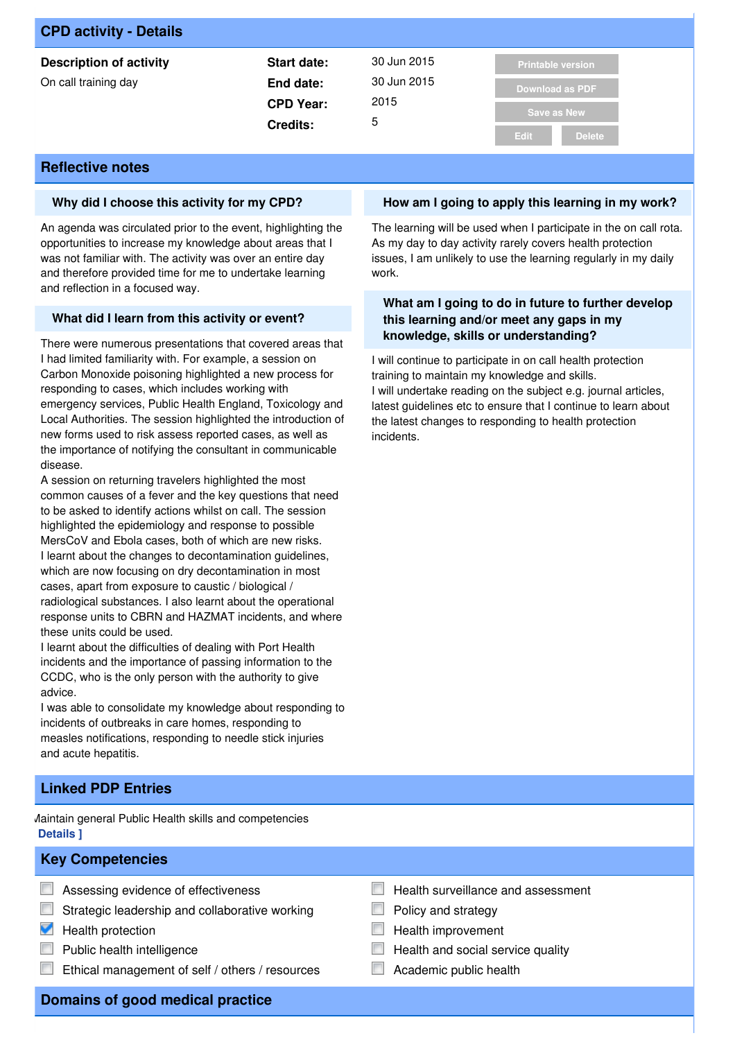## CPD activity - Details

**Description of activity**

On call training day

| | |
|---|---|
| **Start date:** | 30 Jun 2015 |
| **End date:** | 30 Jun 2015 |
| **CPD Year:** | 2015 |
| **Credits:** | 5 |

Printable version | Download as PDF | Save as New | Edit | Delete

## Reflective notes

### Why did I choose this activity for my CPD?

An agenda was circulated prior to the event, highlighting the opportunities to increase my knowledge about areas that I was not familiar with. The activity was over an entire day and therefore provided time for me to undertake learning and reflection in a focused way.

### What did I learn from this activity or event?

There were numerous presentations that covered areas that I had limited familiarity with. For example, a session on Carbon Monoxide poisoning highlighted a new process for responding to cases, which includes working with emergency services, Public Health England, Toxicology and Local Authorities. The session highlighted the introduction of new forms used to risk assess reported cases, as well as the importance of notifying the consultant in communicable disease.
A session on returning travelers highlighted the most common causes of a fever and the key questions that need to be asked to identify actions whilst on call. The session highlighted the epidemiology and response to possible MersCoV and Ebola cases, both of which are new risks.
I learnt about the changes to decontamination guidelines, which are now focusing on dry decontamination in most cases, apart from exposure to caustic / biological / radiological substances. I also learnt about the operational response units to CBRN and HAZMAT incidents, and where these units could be used.
I learnt about the difficulties of dealing with Port Health incidents and the importance of passing information to the CCDC, who is the only person with the authority to give advice.
I was able to consolidate my knowledge about responding to incidents of outbreaks in care homes, responding to measles notifications, responding to needle stick injuries and acute hepatitis.

### How am I going to apply this learning in my work?

The learning will be used when I participate in the on call rota. As my day to day activity rarely covers health protection issues, I am unlikely to use the learning regularly in my daily work.

### What am I going to do in future to further develop this learning and/or meet any gaps in my knowledge, skills or understanding?

I will continue to participate in on call health protection training to maintain my knowledge and skills.
I will undertake reading on the subject e.g. journal articles, latest guidelines etc to ensure that I continue to learn about the latest changes to responding to health protection incidents.

## Linked PDP Entries

Maintain general Public Health skills and competencies
**Details ]**

## Key Competencies

- [ ] Assessing evidence of effectiveness
- [ ] Strategic leadership and collaborative working
- [x] Health protection
- [ ] Public health intelligence
- [ ] Ethical management of self / others / resources
- [ ] Health surveillance and assessment
- [ ] Policy and strategy
- [ ] Health improvement
- [ ] Health and social service quality
- [ ] Academic public health

## Domains of good medical practice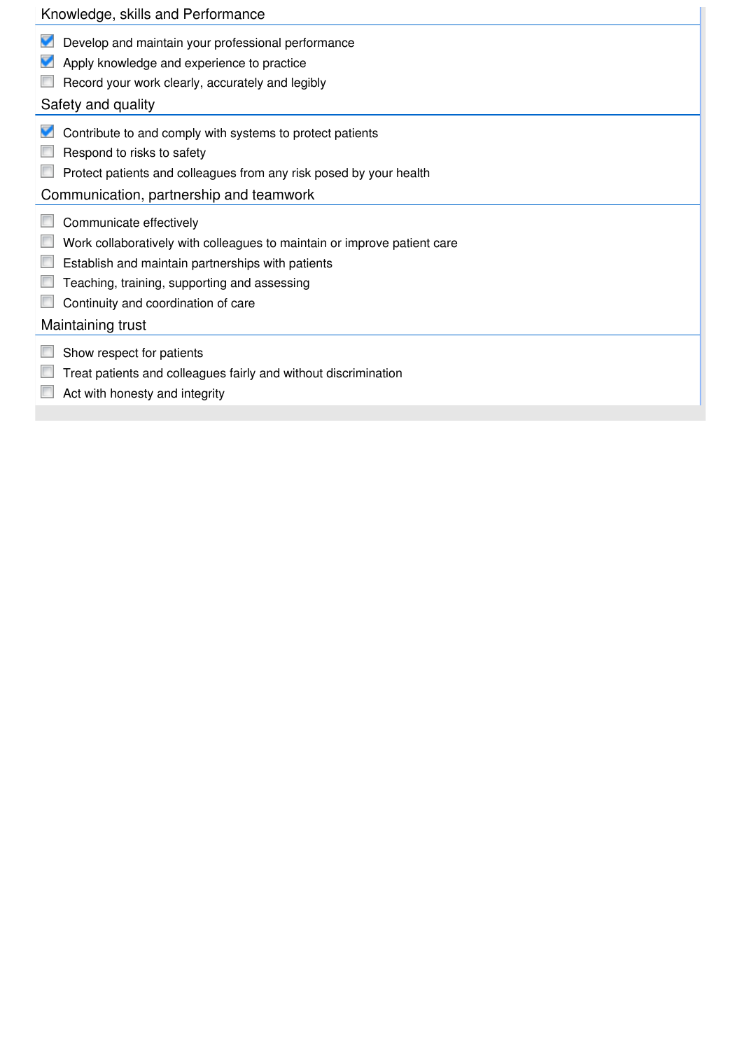## Knowledge, skills and Performance

- [x] Develop and maintain your professional performance
- [x] Apply knowledge and experience to practice
- [ ] Record your work clearly, accurately and legibly

## Safety and quality

- [x] Contribute to and comply with systems to protect patients
- [ ] Respond to risks to safety
- [ ] Protect patients and colleagues from any risk posed by your health

## Communication, partnership and teamwork

- [ ] Communicate effectively
- [ ] Work collaboratively with colleagues to maintain or improve patient care
- [ ] Establish and maintain partnerships with patients
- [ ] Teaching, training, supporting and assessing
- [ ] Continuity and coordination of care

## Maintaining trust

- [ ] Show respect for patients
- [ ] Treat patients and colleagues fairly and without discrimination
- [ ] Act with honesty and integrity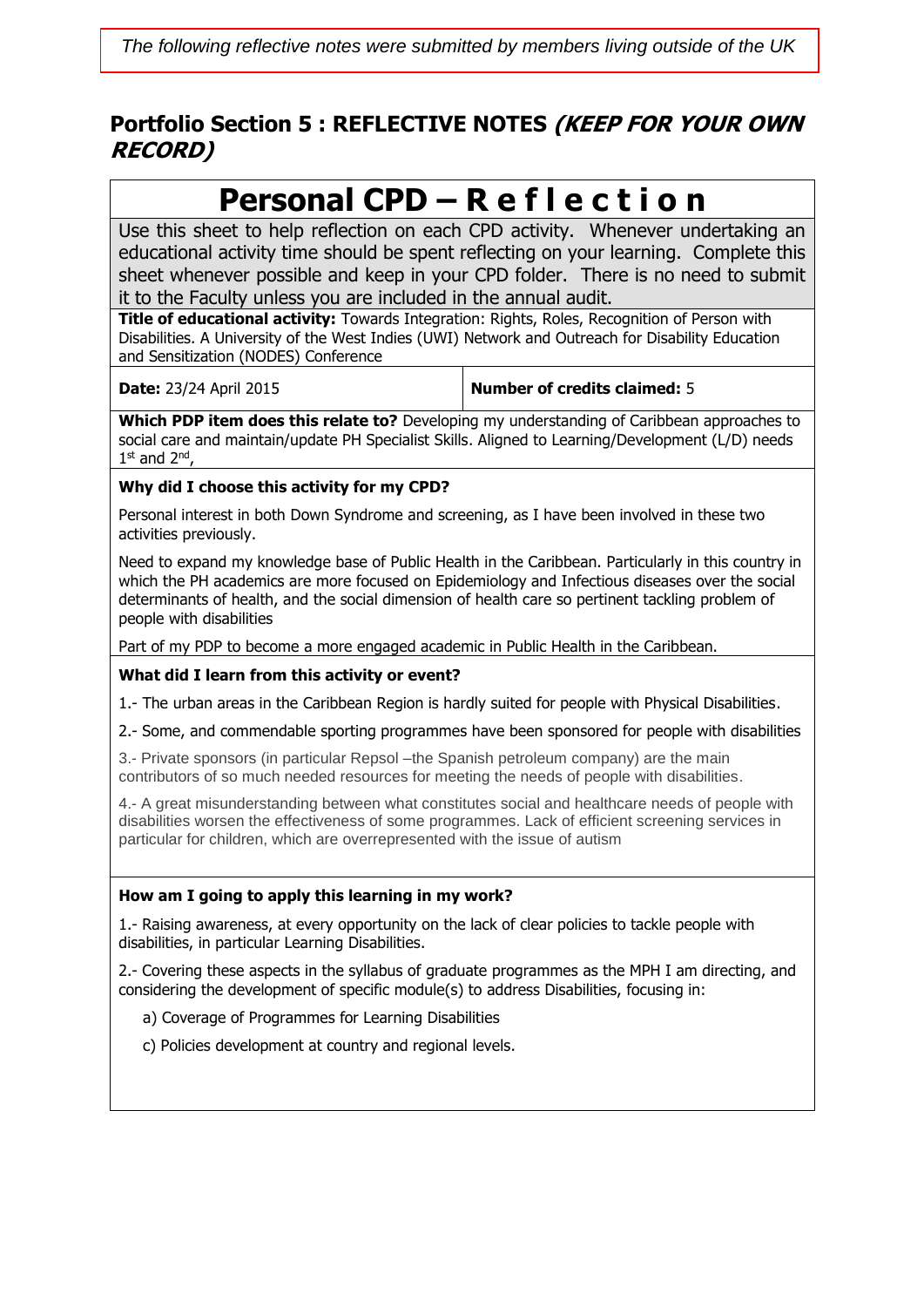*The following reflective notes were submitted by members living outside of the UK*

## Portfolio Section 5 : REFLECTIVE NOTES *(KEEP FOR YOUR OWN RECORD)*

# Personal CPD – R e f l e c t i o n

Use this sheet to help reflection on each CPD activity. Whenever undertaking an educational activity time should be spent reflecting on your learning. Complete this sheet whenever possible and keep in your CPD folder. There is no need to submit it to the Faculty unless you are included in the annual audit.

**Title of educational activity:** Towards Integration: Rights, Roles, Recognition of Person with Disabilities. A University of the West Indies (UWI) Network and Outreach for Disability Education and Sensitization (NODES) Conference

**Date:** 23/24 April 2015

**Number of credits claimed:** 5

**Which PDP item does this relate to?** Developing my understanding of Caribbean approaches to social care and maintain/update PH Specialist Skills. Aligned to Learning/Development (L/D) needs 1st and 2nd,

**Why did I choose this activity for my CPD?**

Personal interest in both Down Syndrome and screening, as I have been involved in these two activities previously.

Need to expand my knowledge base of Public Health in the Caribbean. Particularly in this country in which the PH academics are more focused on Epidemiology and Infectious diseases over the social determinants of health, and the social dimension of health care so pertinent tackling problem of people with disabilities

Part of my PDP to become a more engaged academic in Public Health in the Caribbean.

**What did I learn from this activity or event?**

1.- The urban areas in the Caribbean Region is hardly suited for people with Physical Disabilities.

2.- Some, and commendable sporting programmes have been sponsored for people with disabilities

3.- Private sponsors (in particular Repsol –the Spanish petroleum company) are the main contributors of so much needed resources for meeting the needs of people with disabilities.

4.- A great misunderstanding between what constitutes social and healthcare needs of people with disabilities worsen the effectiveness of some programmes. Lack of efficient screening services in particular for children, which are overrepresented with the issue of autism

**How am I going to apply this learning in my work?**

1.- Raising awareness, at every opportunity on the lack of clear policies to tackle people with disabilities, in particular Learning Disabilities.

2.- Covering these aspects in the syllabus of graduate programmes as the MPH I am directing, and considering the development of specific module(s) to address Disabilities, focusing in:

a) Coverage of Programmes for Learning Disabilities

c) Policies development at country and regional levels.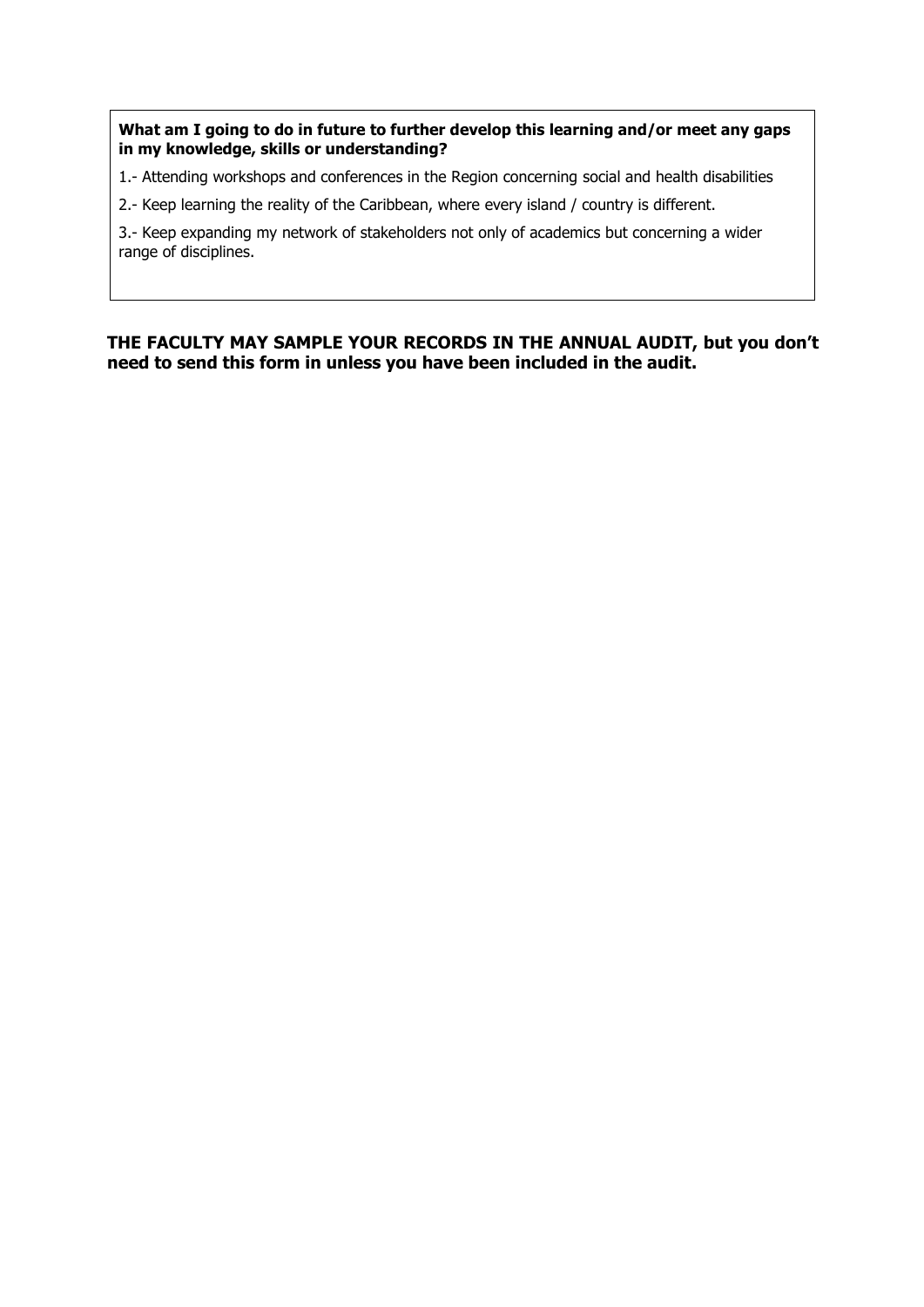**What am I going to do in future to further develop this learning and/or meet any gaps in my knowledge, skills or understanding?**

1.- Attending workshops and conferences in the Region concerning social and health disabilities

2.- Keep learning the reality of the Caribbean, where every island / country is different.

3.- Keep expanding my network of stakeholders not only of academics but concerning a wider range of disciplines.

**THE FACULTY MAY SAMPLE YOUR RECORDS IN THE ANNUAL AUDIT, but you don't need to send this form in unless you have been included in the audit.**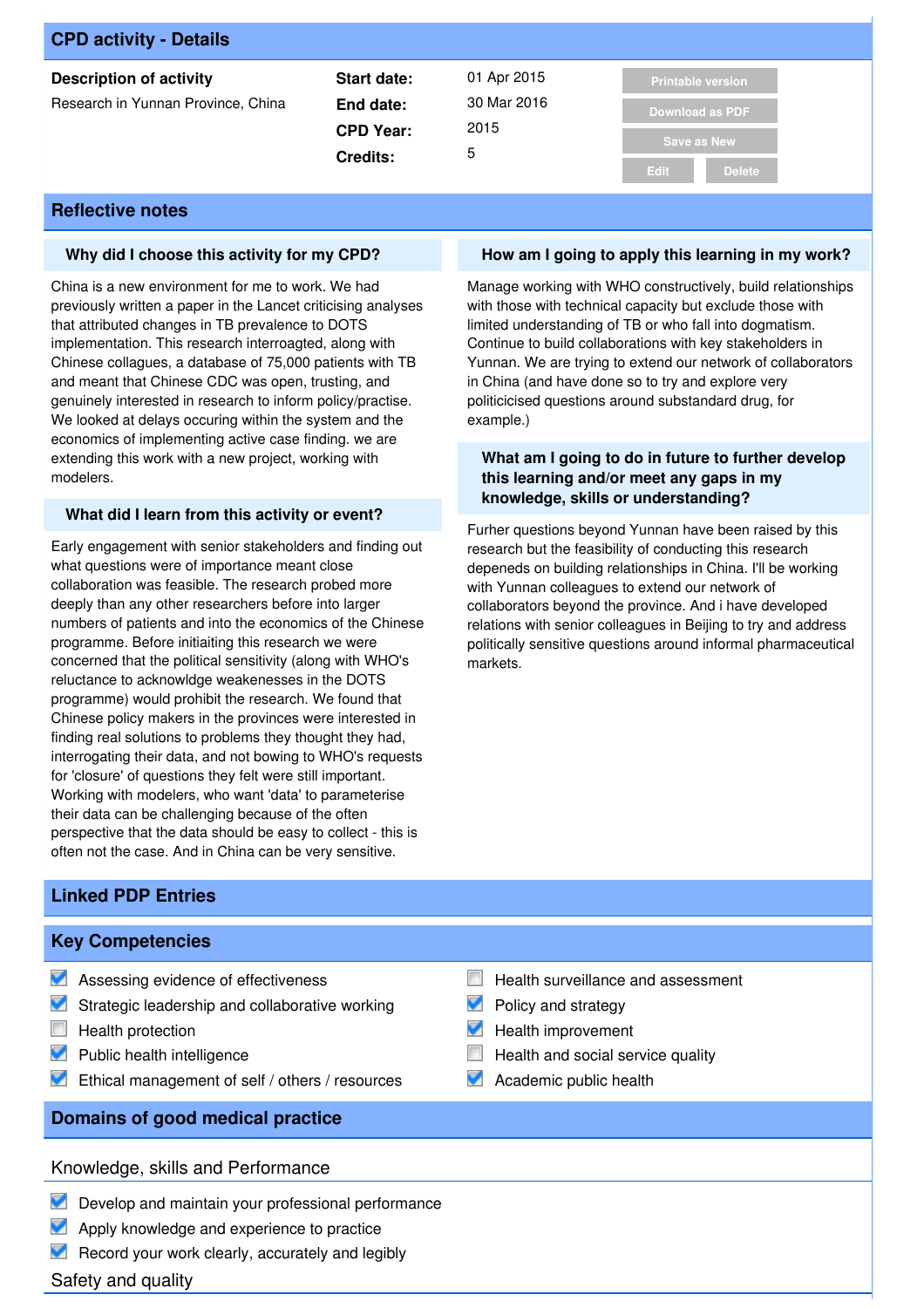## CPD activity - Details

**Description of activity**

Research in Yunnan Province, China

| | |
|---|---|
| **Start date:** | 01 Apr 2015 |
| **End date:** | 30 Mar 2016 |
| **CPD Year:** | 2015 |
| **Credits:** | 5 |

## Reflective notes

### Why did I choose this activity for my CPD?

China is a new environment for me to work. We had previously written a paper in the Lancet criticising analyses that attributed changes in TB prevalence to DOTS implementation. This research interroagted, along with Chinese collagues, a database of 75,000 patients with TB and meant that Chinese CDC was open, trusting, and genuinely interested in research to inform policy/practise. We looked at delays occuring within the system and the economics of implementing active case finding. we are extending this work with a new project, working with modelers.

### What did I learn from this activity or event?

Early engagement with senior stakeholders and finding out what questions were of importance meant close collaboration was feasible. The research probed more deeply than any other researchers before into larger numbers of patients and into the economics of the Chinese programme. Before initiaiting this research we were concerned that the political sensitivity (along with WHO's reluctance to acknowldge weakenesses in the DOTS programme) would prohibit the research. We found that Chinese policy makers in the provinces were interested in finding real solutions to problems they thought they had, interrogating their data, and not bowing to WHO's requests for 'closure' of questions they felt were still important. Working with modelers, who want 'data' to parameterise their data can be challenging because of the often perspective that the data should be easy to collect - this is often not the case. And in China can be very sensitive.

### How am I going to apply this learning in my work?

Manage working with WHO constructively, build relationships with those with technical capacity but exclude those with limited understanding of TB or who fall into dogmatism. Continue to build collaborations with key stakeholders in Yunnan. We are trying to extend our network of collaborators in China (and have done so to try and explore very politicicised questions around substandard drug, for example.)

### What am I going to do in future to further develop this learning and/or meet any gaps in my knowledge, skills or understanding?

Furher questions beyond Yunnan have been raised by this research but the feasibility of conducting this research depeneds on building relationships in China. I'll be working with Yunnan colleagues to extend our network of collaborators beyond the province. And i have developed relations with senior colleagues in Beijing to try and address politically sensitive questions around informal pharmaceutical markets.

## Linked PDP Entries

## Key Competencies

- [x] Assessing evidence of effectiveness
- [x] Strategic leadership and collaborative working
- [ ] Health protection
- [x] Public health intelligence
- [x] Ethical management of self / others / resources
- [ ] Health surveillance and assessment
- [x] Policy and strategy
- [x] Health improvement
- [ ] Health and social service quality
- [x] Academic public health

## Domains of good medical practice

### Knowledge, skills and Performance

- [x] Develop and maintain your professional performance
- [x] Apply knowledge and experience to practice
- [x] Record your work clearly, accurately and legibly

### Safety and quality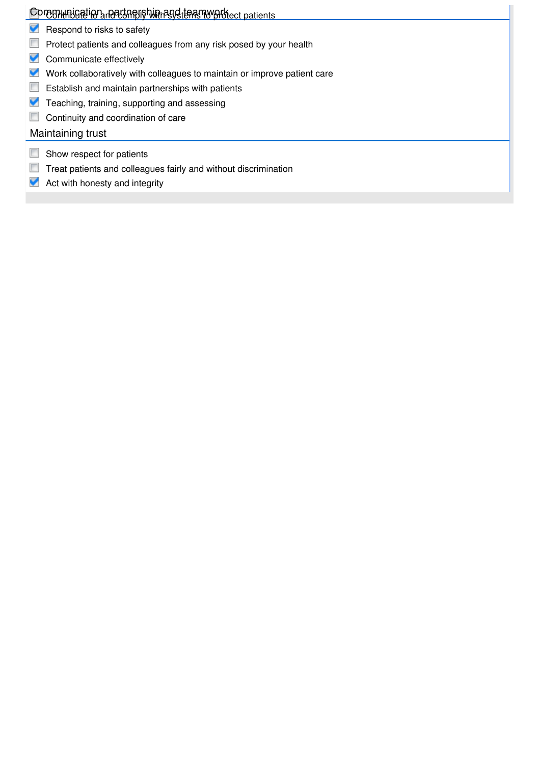## Communication, partnership and teamwork

- [ ] Contribute to and comply with systems to protect patients
- [x] Respond to risks to safety
- [ ] Protect patients and colleagues from any risk posed by your health
- [x] Communicate effectively
- [x] Work collaboratively with colleagues to maintain or improve patient care
- [ ] Establish and maintain partnerships with patients
- [x] Teaching, training, supporting and assessing
- [ ] Continuity and coordination of care

## Maintaining trust

- [ ] Show respect for patients
- [ ] Treat patients and colleagues fairly and without discrimination
- [x] Act with honesty and integrity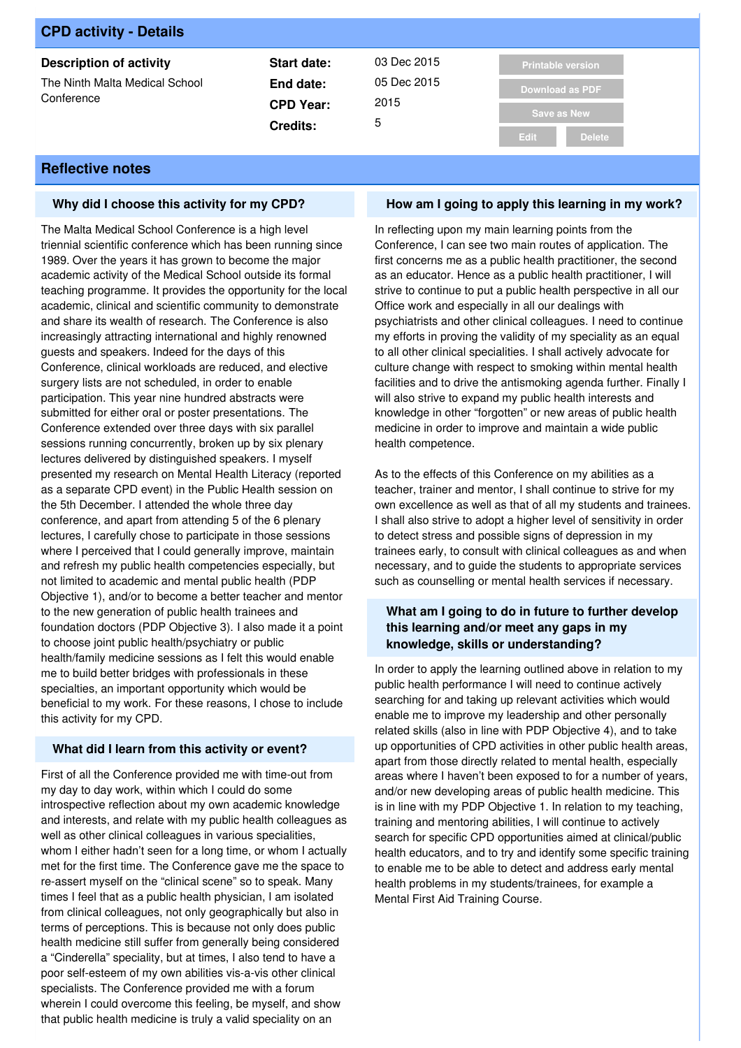## CPD activity - Details

**Description of activity**

The Ninth Malta Medical School Conference

| | |
|---|---|
| **Start date:** | 03 Dec 2015 |
| **End date:** | 05 Dec 2015 |
| **CPD Year:** | 2015 |
| **Credits:** | 5 |

Printable version | Download as PDF | Save as New | Edit | Delete

## Reflective notes

### Why did I choose this activity for my CPD?

The Malta Medical School Conference is a high level triennial scientific conference which has been running since 1989. Over the years it has grown to become the major academic activity of the Medical School outside its formal teaching programme. It provides the opportunity for the local academic, clinical and scientific community to demonstrate and share its wealth of research. The Conference is also increasingly attracting international and highly renowned guests and speakers. Indeed for the days of this Conference, clinical workloads are reduced, and elective surgery lists are not scheduled, in order to enable participation. This year nine hundred abstracts were submitted for either oral or poster presentations. The Conference extended over three days with six parallel sessions running concurrently, broken up by six plenary lectures delivered by distinguished speakers. I myself presented my research on Mental Health Literacy (reported as a separate CPD event) in the Public Health session on the 5th December. I attended the whole three day conference, and apart from attending 5 of the 6 plenary lectures, I carefully chose to participate in those sessions where I perceived that I could generally improve, maintain and refresh my public health competencies especially, but not limited to academic and mental public health (PDP Objective 1), and/or to become a better teacher and mentor to the new generation of public health trainees and foundation doctors (PDP Objective 3). I also made it a point to choose joint public health/psychiatry or public health/family medicine sessions as I felt this would enable me to build better bridges with professionals in these specialties, an important opportunity which would be beneficial to my work. For these reasons, I chose to include this activity for my CPD.

### What did I learn from this activity or event?

First of all the Conference provided me with time-out from my day to day work, within which I could do some introspective reflection about my own academic knowledge and interests, and relate with my public health colleagues as well as other clinical colleagues in various specialities, whom I either hadn't seen for a long time, or whom I actually met for the first time. The Conference gave me the space to re-assert myself on the "clinical scene" so to speak. Many times I feel that as a public health physician, I am isolated from clinical colleagues, not only geographically but also in terms of perceptions. This is because not only does public health medicine still suffer from generally being considered a "Cinderella" speciality, but at times, I also tend to have a poor self-esteem of my own abilities vis-a-vis other clinical specialists. The Conference provided me with a forum wherein I could overcome this feeling, be myself, and show that public health medicine is truly a valid speciality on an

### How am I going to apply this learning in my work?

In reflecting upon my main learning points from the Conference, I can see two main routes of application. The first concerns me as a public health practitioner, the second as an educator. Hence as a public health practitioner, I will strive to continue to put a public health perspective in all our Office work and especially in all our dealings with psychiatrists and other clinical colleagues. I need to continue my efforts in proving the validity of my speciality as an equal to all other clinical specialities. I shall actively advocate for culture change with respect to smoking within mental health facilities and to drive the antismoking agenda further. Finally I will also strive to expand my public health interests and knowledge in other "forgotten" or new areas of public health medicine in order to improve and maintain a wide public health competence.

As to the effects of this Conference on my abilities as a teacher, trainer and mentor, I shall continue to strive for my own excellence as well as that of all my students and trainees. I shall also strive to adopt a higher level of sensitivity in order to detect stress and possible signs of depression in my trainees early, to consult with clinical colleagues as and when necessary, and to guide the students to appropriate services such as counselling or mental health services if necessary.

### What am I going to do in future to further develop this learning and/or meet any gaps in my knowledge, skills or understanding?

In order to apply the learning outlined above in relation to my public health performance I will need to continue actively searching for and taking up relevant activities which would enable me to improve my leadership and other personally related skills (also in line with PDP Objective 4), and to take up opportunities of CPD activities in other public health areas, apart from those directly related to mental health, especially areas where I haven't been exposed to for a number of years, and/or new developing areas of public health medicine. This is in line with my PDP Objective 1. In relation to my teaching, training and mentoring abilities, I will continue to actively search for specific CPD opportunities aimed at clinical/public health educators, and to try and identify some specific training to enable me to be able to detect and address early mental health problems in my students/trainees, for example a Mental First Aid Training Course.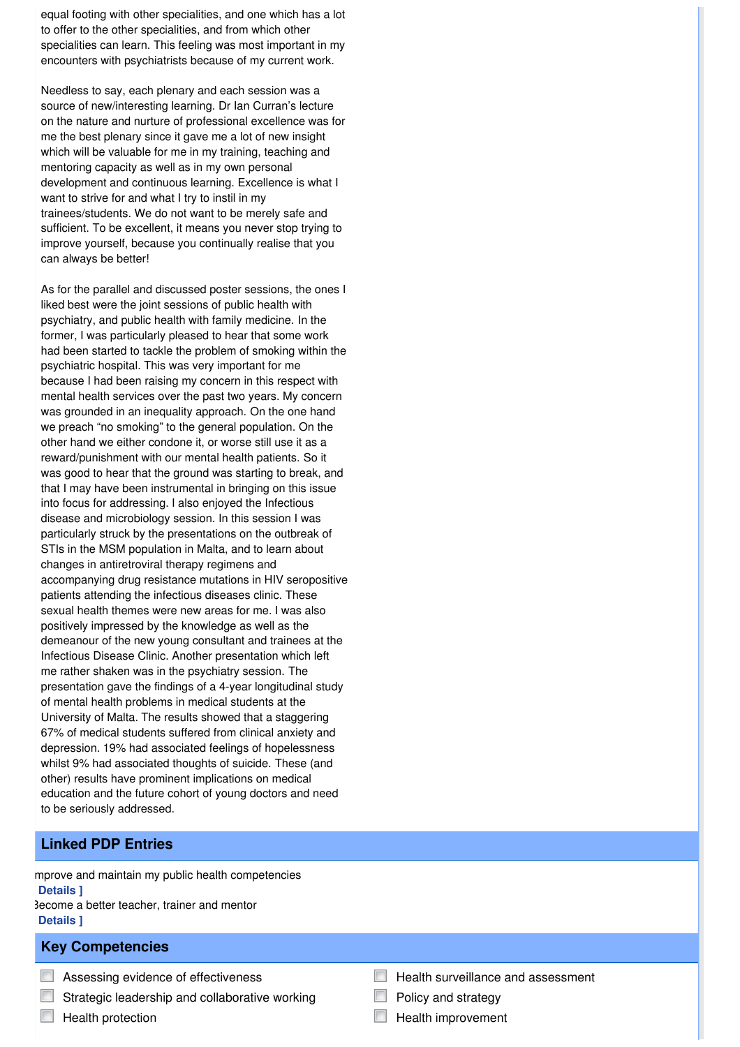equal footing with other specialities, and one which has a lot to offer to the other specialities, and from which other specialities can learn. This feeling was most important in my encounters with psychiatrists because of my current work.

Needless to say, each plenary and each session was a source of new/interesting learning. Dr Ian Curran's lecture on the nature and nurture of professional excellence was for me the best plenary since it gave me a lot of new insight which will be valuable for me in my training, teaching and mentoring capacity as well as in my own personal development and continuous learning. Excellence is what I want to strive for and what I try to instil in my trainees/students. We do not want to be merely safe and sufficient. To be excellent, it means you never stop trying to improve yourself, because you continually realise that you can always be better!

As for the parallel and discussed poster sessions, the ones I liked best were the joint sessions of public health with psychiatry, and public health with family medicine. In the former, I was particularly pleased to hear that some work had been started to tackle the problem of smoking within the psychiatric hospital. This was very important for me because I had been raising my concern in this respect with mental health services over the past two years. My concern was grounded in an inequality approach. On the one hand we preach "no smoking" to the general population. On the other hand we either condone it, or worse still use it as a reward/punishment with our mental health patients. So it was good to hear that the ground was starting to break, and that I may have been instrumental in bringing on this issue into focus for addressing. I also enjoyed the Infectious disease and microbiology session. In this session I was particularly struck by the presentations on the outbreak of STIs in the MSM population in Malta, and to learn about changes in antiretroviral therapy regimens and accompanying drug resistance mutations in HIV seropositive patients attending the infectious diseases clinic. These sexual health themes were new areas for me. I was also positively impressed by the knowledge as well as the demeanour of the new young consultant and trainees at the Infectious Disease Clinic. Another presentation which left me rather shaken was in the psychiatry session. The presentation gave the findings of a 4-year longitudinal study of mental health problems in medical students at the University of Malta. The results showed that a staggering 67% of medical students suffered from clinical anxiety and depression. 19% had associated feelings of hopelessness whilst 9% had associated thoughts of suicide. These (and other) results have prominent implications on medical education and the future cohort of young doctors and need to be seriously addressed.

## Linked PDP Entries

mprove and maintain my public health competencies
**Details ]**

3ecome a better teacher, trainer and mentor
**Details ]**

## Key Competencies

- [ ] Assessing evidence of effectiveness
- [ ] Health surveillance and assessment
- [ ] Strategic leadership and collaborative working
- [ ] Policy and strategy
- [ ] Health protection
- [ ] Health improvement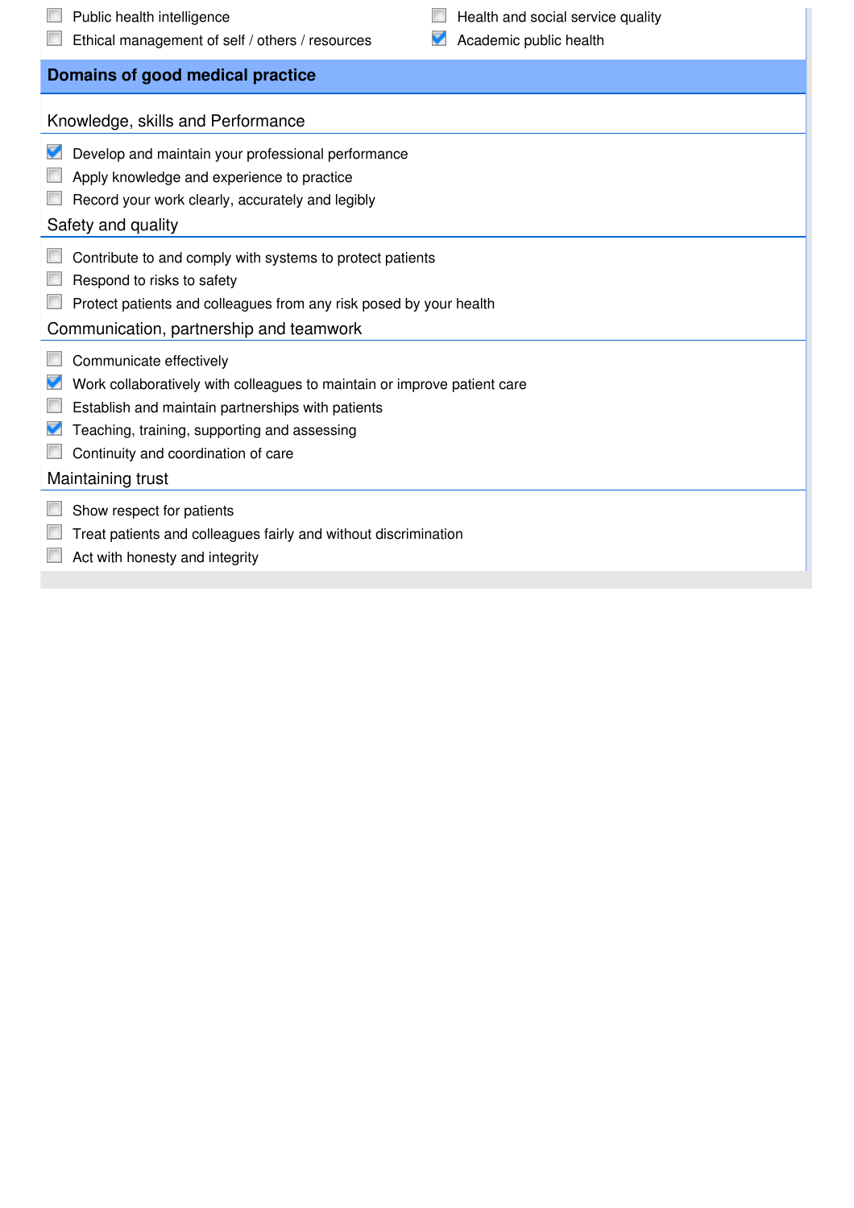- [ ] Public health intelligence
- [ ] Ethical management of self / others / resources
- [ ] Health and social service quality
- [x] Academic public health

## Domains of good medical practice

### Knowledge, skills and Performance

- [x] Develop and maintain your professional performance
- [ ] Apply knowledge and experience to practice
- [ ] Record your work clearly, accurately and legibly

### Safety and quality

- [ ] Contribute to and comply with systems to protect patients
- [ ] Respond to risks to safety
- [ ] Protect patients and colleagues from any risk posed by your health

### Communication, partnership and teamwork

- [ ] Communicate effectively
- [x] Work collaboratively with colleagues to maintain or improve patient care
- [ ] Establish and maintain partnerships with patients
- [x] Teaching, training, supporting and assessing
- [ ] Continuity and coordination of care

### Maintaining trust

- [ ] Show respect for patients
- [ ] Treat patients and colleagues fairly and without discrimination
- [ ] Act with honesty and integrity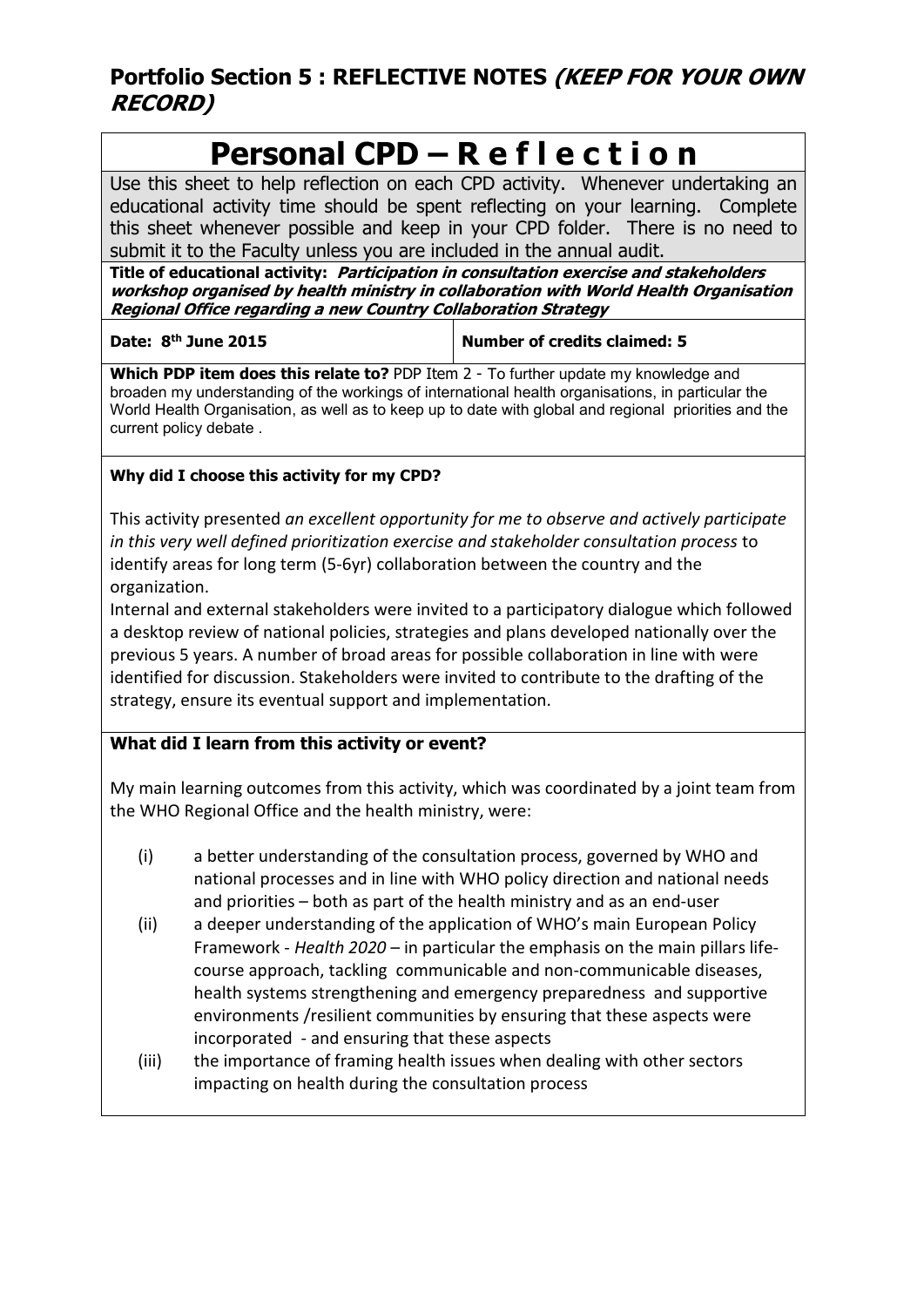## Portfolio Section 5 : REFLECTIVE NOTES *(KEEP FOR YOUR OWN RECORD)*

# Personal CPD – R e f l e c t i o n

Use this sheet to help reflection on each CPD activity. Whenever undertaking an educational activity time should be spent reflecting on your learning. Complete this sheet whenever possible and keep in your CPD folder. There is no need to submit it to the Faculty unless you are included in the annual audit.

**Title of educational activity:** ***Participation in consultation exercise and stakeholders workshop organised by health ministry in collaboration with World Health Organisation Regional Office regarding a new Country Collaboration Strategy***

| **Date: 8th June 2015** | **Number of credits claimed: 5** |
|---|---|

**Which PDP item does this relate to?** PDP Item 2 - To further update my knowledge and broaden my understanding of the workings of international health organisations, in particular the World Health Organisation, as well as to keep up to date with global and regional priorities and the current policy debate .

**Why did I choose this activity for my CPD?**

This activity presented *an excellent opportunity for me to observe and actively participate in this very well defined prioritization exercise and stakeholder consultation process* to identify areas for long term (5-6yr) collaboration between the country and the organization.

Internal and external stakeholders were invited to a participatory dialogue which followed a desktop review of national policies, strategies and plans developed nationally over the previous 5 years. A number of broad areas for possible collaboration in line with were identified for discussion. Stakeholders were invited to contribute to the drafting of the strategy, ensure its eventual support and implementation.

**What did I learn from this activity or event?**

My main learning outcomes from this activity, which was coordinated by a joint team from the WHO Regional Office and the health ministry, were:

(i) a better understanding of the consultation process, governed by WHO and national processes and in line with WHO policy direction and national needs and priorities – both as part of the health ministry and as an end-user

(ii) a deeper understanding of the application of WHO's main European Policy Framework - *Health 2020* – in particular the emphasis on the main pillars life-course approach, tackling communicable and non-communicable diseases, health systems strengthening and emergency preparedness and supportive environments /resilient communities by ensuring that these aspects were incorporated - and ensuring that these aspects

(iii) the importance of framing health issues when dealing with other sectors impacting on health during the consultation process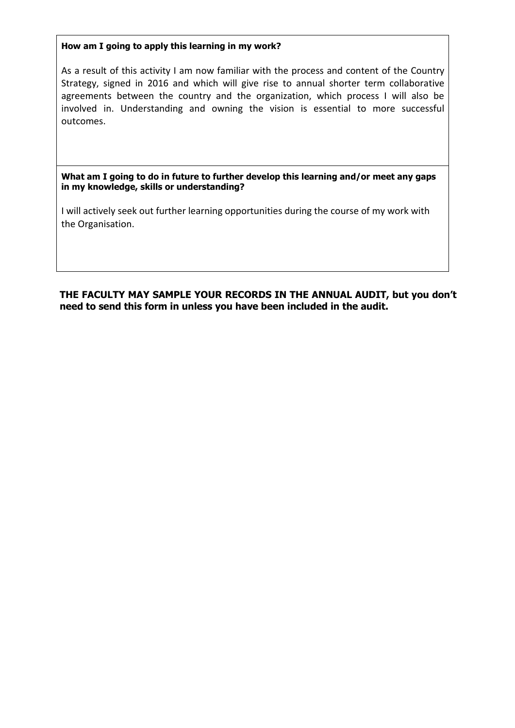**How am I going to apply this learning in my work?**

As a result of this activity I am now familiar with the process and content of the Country Strategy, signed in 2016 and which will give rise to annual shorter term collaborative agreements between the country and the organization, which process I will also be involved in. Understanding and owning the vision is essential to more successful outcomes.

**What am I going to do in future to further develop this learning and/or meet any gaps in my knowledge, skills or understanding?**

I will actively seek out further learning opportunities during the course of my work with the Organisation.

**THE FACULTY MAY SAMPLE YOUR RECORDS IN THE ANNUAL AUDIT, but you don't need to send this form in unless you have been included in the audit.**